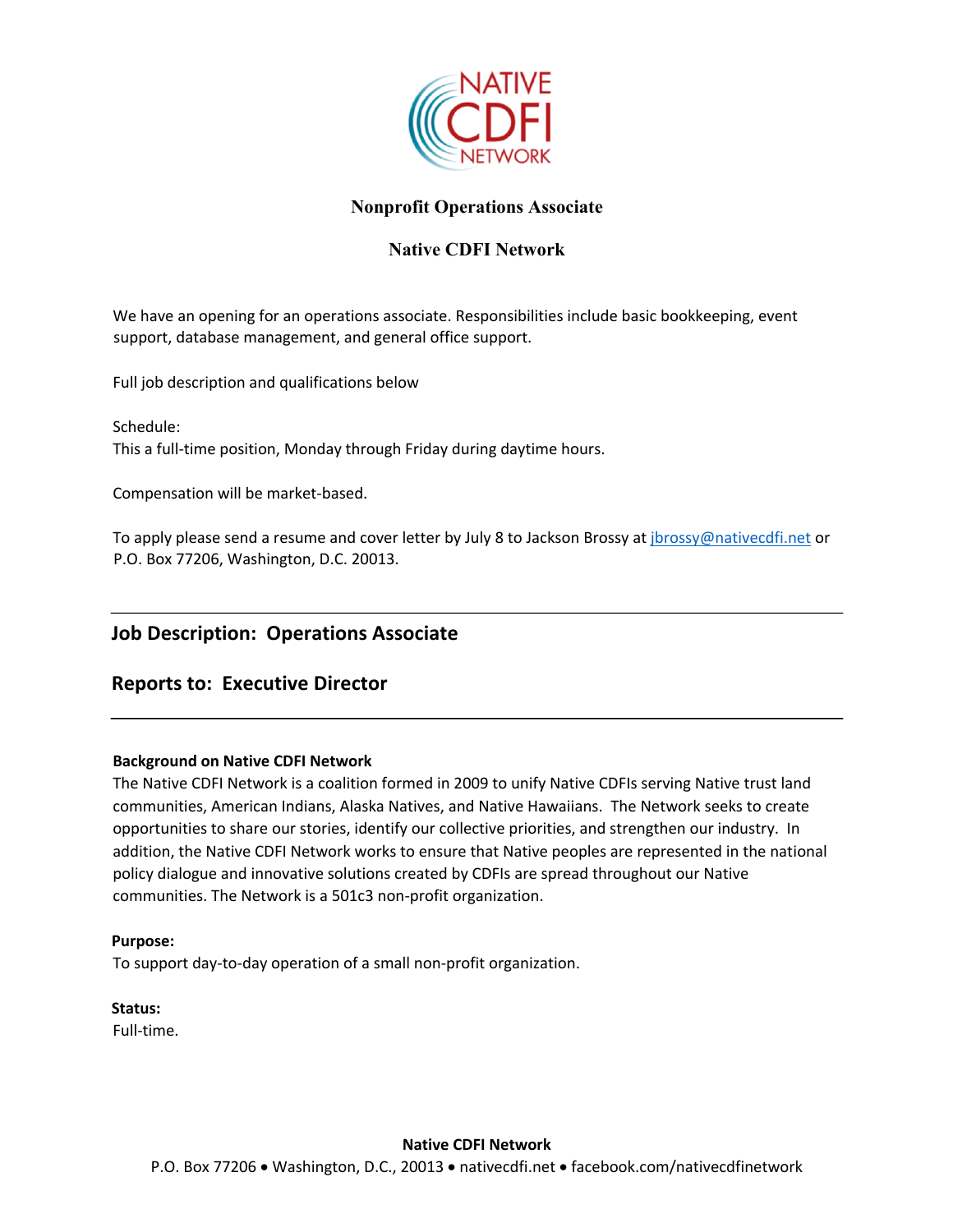# Nonprofit Operations Associate

## Native CDFI Network

We have an opening for an operations associate. Responsibilities include basic bookkeeping, event support, database management, and general office support.

Full job description and qualifications below

Schedule:
This a full-time position, Monday through Friday during daytime hours.

Compensation will be market-based.

To apply please send a resume and cover letter by July 8 to Jackson Brossy at jbrossy@nativecdfi.net or P.O. Box 77206, Washington, D.C. 20013.

---

## Job Description: Operations Associate

## Reports to: Executive Director

---

**Background on Native CDFI Network**
The Native CDFI Network is a coalition formed in 2009 to unify Native CDFIs serving Native trust land communities, American Indians, Alaska Natives, and Native Hawaiians. The Network seeks to create opportunities to share our stories, identify our collective priorities, and strengthen our industry. In addition, the Native CDFI Network works to ensure that Native peoples are represented in the national policy dialogue and innovative solutions created by CDFIs are spread throughout our Native communities. The Network is a 501c3 non-profit organization.

**Purpose:**
To support day-to-day operation of a small non-profit organization.

**Status:**
Full-time.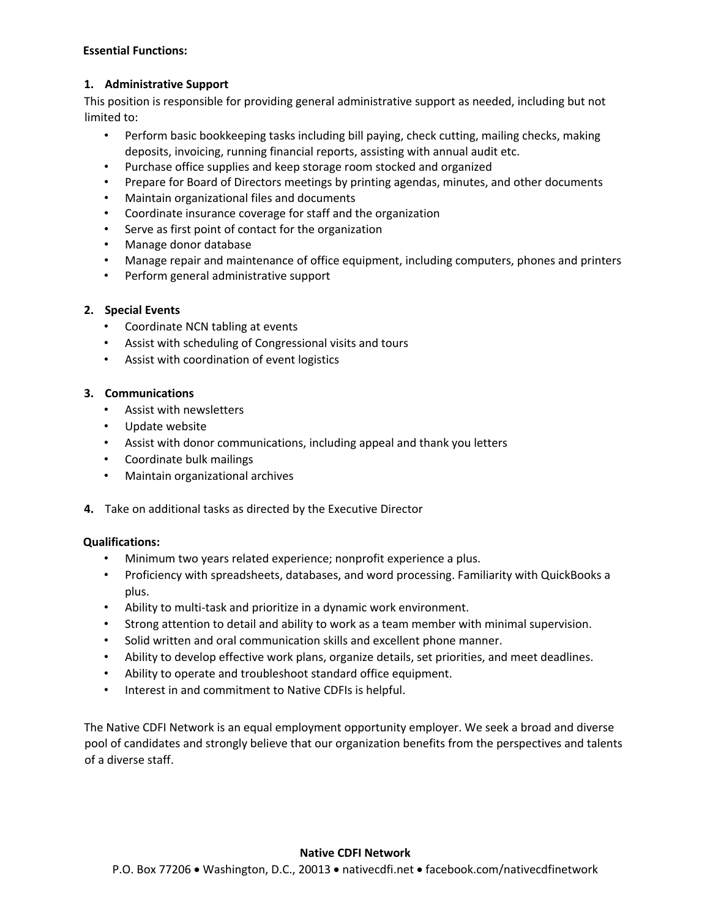**Essential Functions:**

1. **Administrative Support**

This position is responsible for providing general administrative support as needed, including but not limited to:

- Perform basic bookkeeping tasks including bill paying, check cutting, mailing checks, making deposits, invoicing, running financial reports, assisting with annual audit etc.
- Purchase office supplies and keep storage room stocked and organized
- Prepare for Board of Directors meetings by printing agendas, minutes, and other documents
- Maintain organizational files and documents
- Coordinate insurance coverage for staff and the organization
- Serve as first point of contact for the organization
- Manage donor database
- Manage repair and maintenance of office equipment, including computers, phones and printers
- Perform general administrative support

2. **Special Events**
   - Coordinate NCN tabling at events
   - Assist with scheduling of Congressional visits and tours
   - Assist with coordination of event logistics

3. **Communications**
   - Assist with newsletters
   - Update website
   - Assist with donor communications, including appeal and thank you letters
   - Coordinate bulk mailings
   - Maintain organizational archives

4. Take on additional tasks as directed by the Executive Director

**Qualifications:**

- Minimum two years related experience; nonprofit experience a plus.
- Proficiency with spreadsheets, databases, and word processing. Familiarity with QuickBooks a plus.
- Ability to multi-task and prioritize in a dynamic work environment.
- Strong attention to detail and ability to work as a team member with minimal supervision.
- Solid written and oral communication skills and excellent phone manner.
- Ability to develop effective work plans, organize details, set priorities, and meet deadlines.
- Ability to operate and troubleshoot standard office equipment.
- Interest in and commitment to Native CDFIs is helpful.

The Native CDFI Network is an equal employment opportunity employer. We seek a broad and diverse pool of candidates and strongly believe that our organization benefits from the perspectives and talents of a diverse staff.

**Native CDFI Network**
P.O. Box 77206 • Washington, D.C., 20013 • nativecdfi.net • facebook.com/nativecdfinetwork